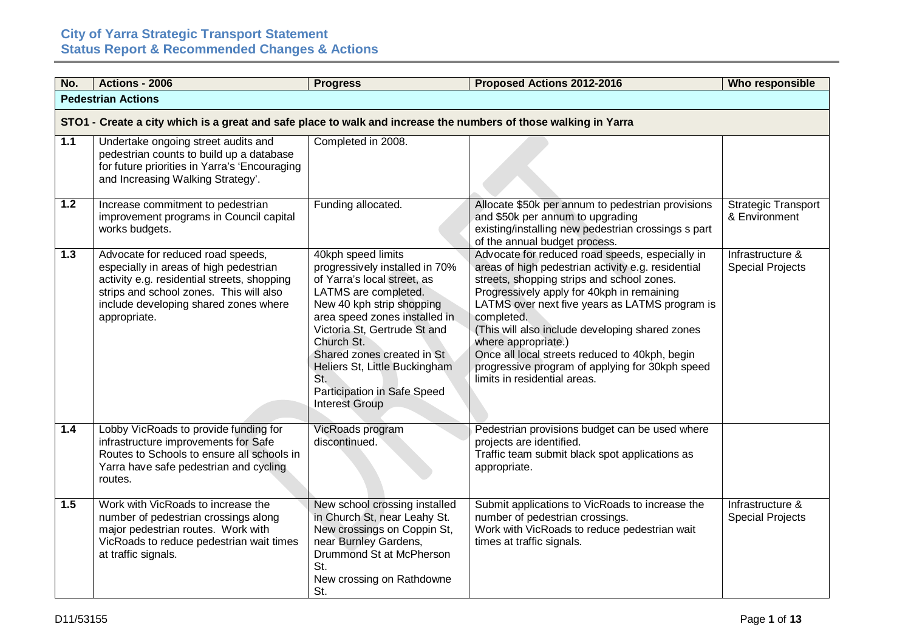# City of Yarra Strategic Transport Statement
## Status Report & Recommended Changes & Actions

| No. | Actions - 2006 | Progress | Proposed Actions 2012-2016 | Who responsible |
|---|---|---|---|---|
| **Pedestrian Actions** | | | | |
| **STO1 - Create a city which is a great and safe place to walk and increase the numbers of those walking in Yarra** | | | | |
| 1.1 | Undertake ongoing street audits and pedestrian counts to build up a database for future priorities in Yarra's 'Encouraging and Increasing Walking Strategy'. | Completed in 2008. | | |
| 1.2 | Increase commitment to pedestrian improvement programs in Council capital works budgets. | Funding allocated. | Allocate $50k per annum to pedestrian provisions and $50k per annum to upgrading existing/installing new pedestrian crossings s part of the annual budget process. | Strategic Transport & Environment |
| 1.3 | Advocate for reduced road speeds, especially in areas of high pedestrian activity e.g. residential streets, shopping strips and school zones. This will also include developing shared zones where appropriate. | 40kph speed limits progressively installed in 70% of Yarra's local street, as LATMS are completed.<br>New 40 kph strip shopping area speed zones installed in Victoria St, Gertrude St and Church St.<br>Shared zones created in St Heliers St, Little Buckingham St.<br>Participation in Safe Speed Interest Group | Advocate for reduced road speeds, especially in areas of high pedestrian activity e.g. residential streets, shopping strips and school zones.<br>Progressively apply for 40kph in remaining LATMS over next five years as LATMS program is completed.<br>(This will also include developing shared zones where appropriate.)<br>Once all local streets reduced to 40kph, begin progressive program of applying for 30kph speed limits in residential areas. | Infrastructure & Special Projects |
| 1.4 | Lobby VicRoads to provide funding for infrastructure improvements for Safe Routes to Schools to ensure all schools in Yarra have safe pedestrian and cycling routes. | VicRoads program discontinued. | Pedestrian provisions budget can be used where projects are identified.<br>Traffic team submit black spot applications as appropriate. | |
| 1.5 | Work with VicRoads to increase the number of pedestrian crossings along major pedestrian routes. Work with VicRoads to reduce pedestrian wait times at traffic signals. | New school crossing installed in Church St, near Leahy St.<br>New crossings on Coppin St, near Burnley Gardens, Drummond St at McPherson St.<br>New crossing on Rathdowne St. | Submit applications to VicRoads to increase the number of pedestrian crossings.<br>Work with VicRoads to reduce pedestrian wait times at traffic signals. | Infrastructure & Special Projects |

D11/53155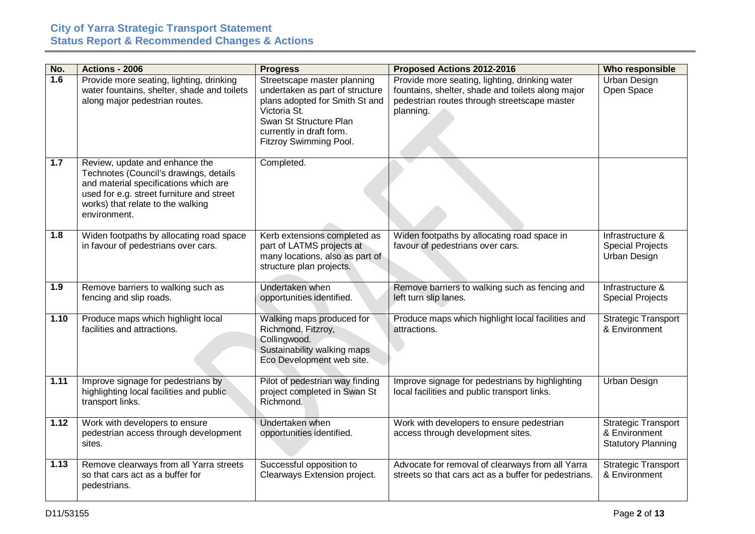| No. | Actions - 2006 | Progress | Proposed Actions 2012-2016 | Who responsible |
|---|---|---|---|---|
| 1.6 | Provide more seating, lighting, drinking water fountains, shelter, shade and toilets along major pedestrian routes. | Streetscape master planning undertaken as part of structure plans adopted for Smith St and Victoria St. Swan St Structure Plan currently in draft form. Fitzroy Swimming Pool. | Provide more seating, lighting, drinking water fountains, shelter, shade and toilets along major pedestrian routes through streetscape master planning. | Urban Design Open Space |
| 1.7 | Review, update and enhance the Technotes (Council's drawings, details and material specifications which are used for e.g. street furniture and street works) that relate to the walking environment. | Completed. | | |
| 1.8 | Widen footpaths by allocating road space in favour of pedestrians over cars. | Kerb extensions completed as part of LATMS projects at many locations, also as part of structure plan projects. | Widen footpaths by allocating road space in favour of pedestrians over cars. | Infrastructure & Special Projects Urban Design |
| 1.9 | Remove barriers to walking such as fencing and slip roads. | Undertaken when opportunities identified. | Remove barriers to walking such as fencing and left turn slip lanes. | Infrastructure & Special Projects |
| 1.10 | Produce maps which highlight local facilities and attractions. | Walking maps produced for Richmond, Fitzroy, Collingwood. Sustainability walking maps Eco Development web site. | Produce maps which highlight local facilities and attractions. | Strategic Transport & Environment |
| 1.11 | Improve signage for pedestrians by highlighting local facilities and public transport links. | Pilot of pedestrian way finding project completed in Swan St Richmond. | Improve signage for pedestrians by highlighting local facilities and public transport links. | Urban Design |
| 1.12 | Work with developers to ensure pedestrian access through development sites. | Undertaken when opportunities identified. | Work with developers to ensure pedestrian access through development sites. | Strategic Transport & Environment Statutory Planning |
| 1.13 | Remove clearways from all Yarra streets so that cars act as a buffer for pedestrians. | Successful opposition to Clearways Extension project. | Advocate for removal of clearways from all Yarra streets so that cars act as a buffer for pedestrians. | Strategic Transport & Environment |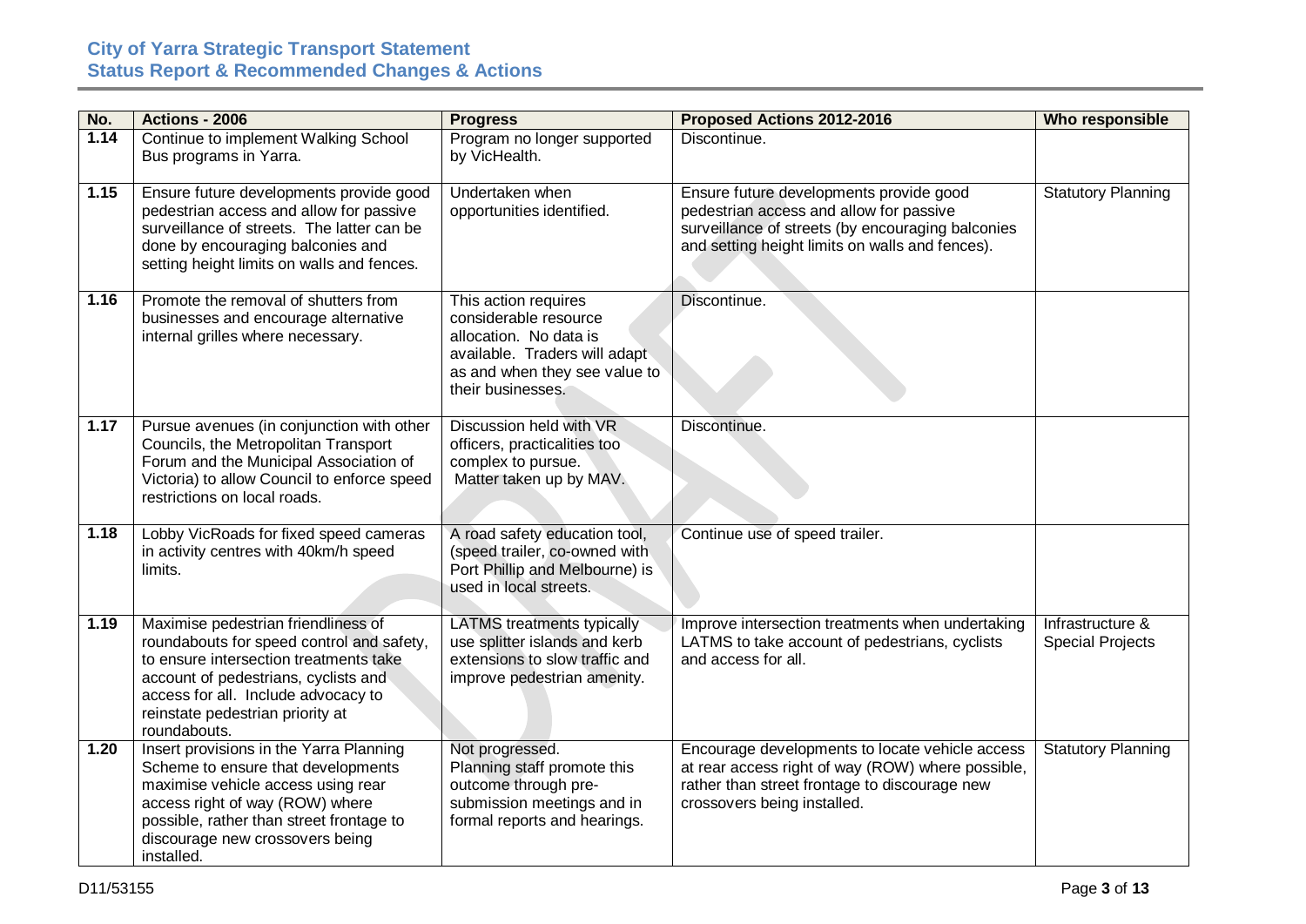| No. | Actions - 2006 | Progress | Proposed Actions 2012-2016 | Who responsible |
|---|---|---|---|---|
| **1.14** | Continue to implement Walking School Bus programs in Yarra. | Program no longer supported by VicHealth. | Discontinue. | |
| **1.15** | Ensure future developments provide good pedestrian access and allow for passive surveillance of streets. The latter can be done by encouraging balconies and setting height limits on walls and fences. | Undertaken when opportunities identified. | Ensure future developments provide good pedestrian access and allow for passive surveillance of streets (by encouraging balconies and setting height limits on walls and fences). | Statutory Planning |
| **1.16** | Promote the removal of shutters from businesses and encourage alternative internal grilles where necessary. | This action requires considerable resource allocation. No data is available. Traders will adapt as and when they see value to their businesses. | Discontinue. | |
| **1.17** | Pursue avenues (in conjunction with other Councils, the Metropolitan Transport Forum and the Municipal Association of Victoria) to allow Council to enforce speed restrictions on local roads. | Discussion held with VR officers, practicalities too complex to pursue. Matter taken up by MAV. | Discontinue. | |
| **1.18** | Lobby VicRoads for fixed speed cameras in activity centres with 40km/h speed limits. | A road safety education tool, (speed trailer, co-owned with Port Phillip and Melbourne) is used in local streets. | Continue use of speed trailer. | |
| **1.19** | Maximise pedestrian friendliness of roundabouts for speed control and safety, to ensure intersection treatments take account of pedestrians, cyclists and access for all. Include advocacy to reinstate pedestrian priority at roundabouts. | LATMS treatments typically use splitter islands and kerb extensions to slow traffic and improve pedestrian amenity. | Improve intersection treatments when undertaking LATMS to take account of pedestrians, cyclists and access for all. | Infrastructure & Special Projects |
| **1.20** | Insert provisions in the Yarra Planning Scheme to ensure that developments maximise vehicle access using rear access right of way (ROW) where possible, rather than street frontage to discourage new crossovers being installed. | Not progressed. Planning staff promote this outcome through pre-submission meetings and in formal reports and hearings. | Encourage developments to locate vehicle access at rear access right of way (ROW) where possible, rather than street frontage to discourage new crossovers being installed. | Statutory Planning |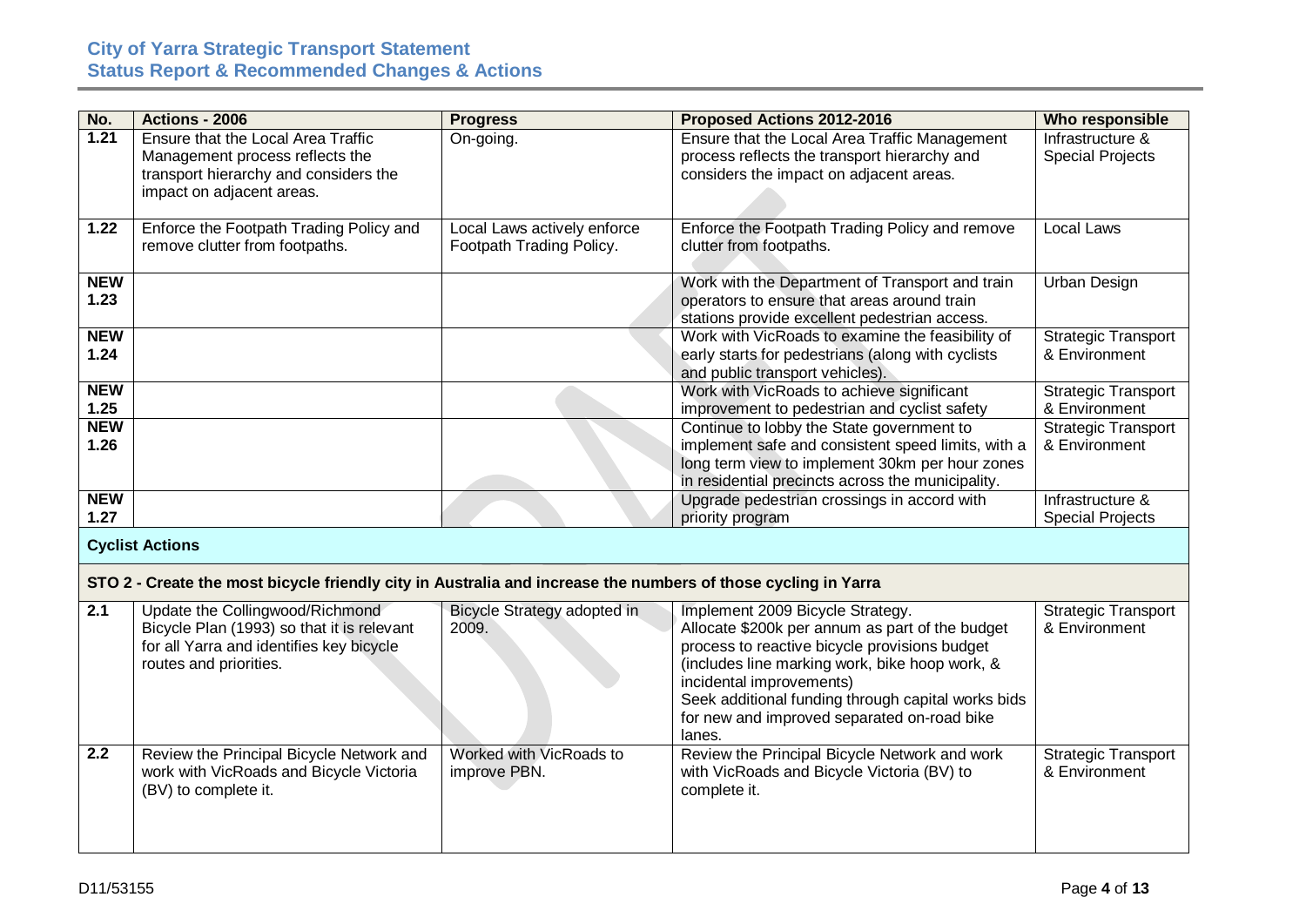| No. | Actions - 2006 | Progress | Proposed Actions 2012-2016 | Who responsible |
|---|---|---|---|---|
| 1.21 | Ensure that the Local Area Traffic Management process reflects the transport hierarchy and considers the impact on adjacent areas. | On-going. | Ensure that the Local Area Traffic Management process reflects the transport hierarchy and considers the impact on adjacent areas. | Infrastructure & Special Projects |
| 1.22 | Enforce the Footpath Trading Policy and remove clutter from footpaths. | Local Laws actively enforce Footpath Trading Policy. | Enforce the Footpath Trading Policy and remove clutter from footpaths. | Local Laws |
| NEW 1.23 | | | Work with the Department of Transport and train operators to ensure that areas around train stations provide excellent pedestrian access. | Urban Design |
| NEW 1.24 | | | Work with VicRoads to examine the feasibility of early starts for pedestrians (along with cyclists and public transport vehicles). | Strategic Transport & Environment |
| NEW 1.25 | | | Work with VicRoads to achieve significant improvement to pedestrian and cyclist safety | Strategic Transport & Environment |
| NEW 1.26 | | | Continue to lobby the State government to implement safe and consistent speed limits, with a long term view to implement 30km per hour zones in residential precincts across the municipality. | Strategic Transport & Environment |
| NEW 1.27 | | | Upgrade pedestrian crossings in accord with priority program | Infrastructure & Special Projects |
| **Cyclist Actions** | | | | |
| **STO 2 - Create the most bicycle friendly city in Australia and increase the numbers of those cycling in Yarra** | | | | |
| 2.1 | Update the Collingwood/Richmond Bicycle Plan (1993) so that it is relevant for all Yarra and identifies key bicycle routes and priorities. | Bicycle Strategy adopted in 2009. | Implement 2009 Bicycle Strategy.<br>Allocate $200k per annum as part of the budget process to reactive bicycle provisions budget (includes line marking work, bike hoop work, & incidental improvements)<br>Seek additional funding through capital works bids for new and improved separated on-road bike lanes. | Strategic Transport & Environment |
| 2.2 | Review the Principal Bicycle Network and work with VicRoads and Bicycle Victoria (BV) to complete it. | Worked with VicRoads to improve PBN. | Review the Principal Bicycle Network and work with VicRoads and Bicycle Victoria (BV) to complete it. | Strategic Transport & Environment |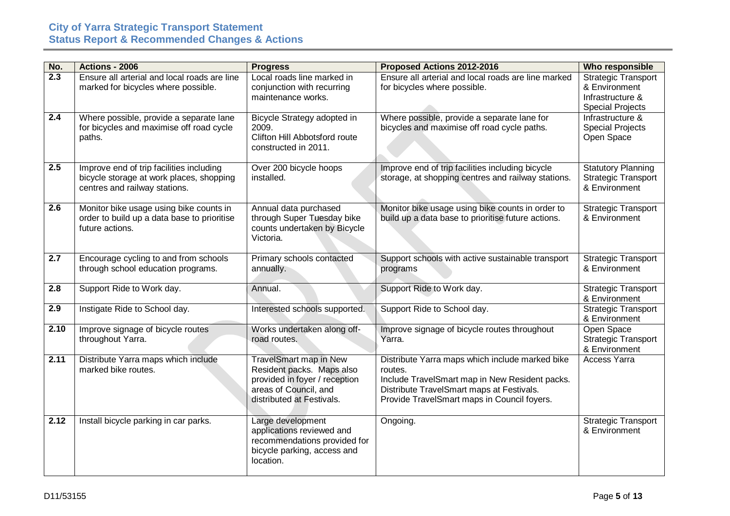| No. | Actions - 2006 | Progress | Proposed Actions 2012-2016 | Who responsible |
|---|---|---|---|---|
| **2.3** | Ensure all arterial and local roads are line marked for bicycles where possible. | Local roads line marked in conjunction with recurring maintenance works. | Ensure all arterial and local roads are line marked for bicycles where possible. | Strategic Transport & Environment Infrastructure & Special Projects |
| **2.4** | Where possible, provide a separate lane for bicycles and maximise off road cycle paths. | Bicycle Strategy adopted in 2009. Clifton Hill Abbotsford route constructed in 2011. | Where possible, provide a separate lane for bicycles and maximise off road cycle paths. | Infrastructure & Special Projects Open Space |
| **2.5** | Improve end of trip facilities including bicycle storage at work places, shopping centres and railway stations. | Over 200 bicycle hoops installed. | Improve end of trip facilities including bicycle storage, at shopping centres and railway stations. | Statutory Planning Strategic Transport & Environment |
| **2.6** | Monitor bike usage using bike counts in order to build up a data base to prioritise future actions. | Annual data purchased through Super Tuesday bike counts undertaken by Bicycle Victoria. | Monitor bike usage using bike counts in order to build up a data base to prioritise future actions. | Strategic Transport & Environment |
| **2.7** | Encourage cycling to and from schools through school education programs. | Primary schools contacted annually. | Support schools with active sustainable transport programs | Strategic Transport & Environment |
| **2.8** | Support Ride to Work day. | Annual. | Support Ride to Work day. | Strategic Transport & Environment |
| **2.9** | Instigate Ride to School day. | Interested schools supported. | Support Ride to School day. | Strategic Transport & Environment |
| **2.10** | Improve signage of bicycle routes throughout Yarra. | Works undertaken along off-road routes. | Improve signage of bicycle routes throughout Yarra. | Open Space Strategic Transport & Environment |
| **2.11** | Distribute Yarra maps which include marked bike routes. | TravelSmart map in New Resident packs. Maps also provided in foyer / reception areas of Council, and distributed at Festivals. | Distribute Yarra maps which include marked bike routes. Include TravelSmart map in New Resident packs. Distribute TravelSmart maps at Festivals. Provide TravelSmart maps in Council foyers. | Access Yarra |
| **2.12** | Install bicycle parking in car parks. | Large development applications reviewed and recommendations provided for bicycle parking, access and location. | Ongoing. | Strategic Transport & Environment |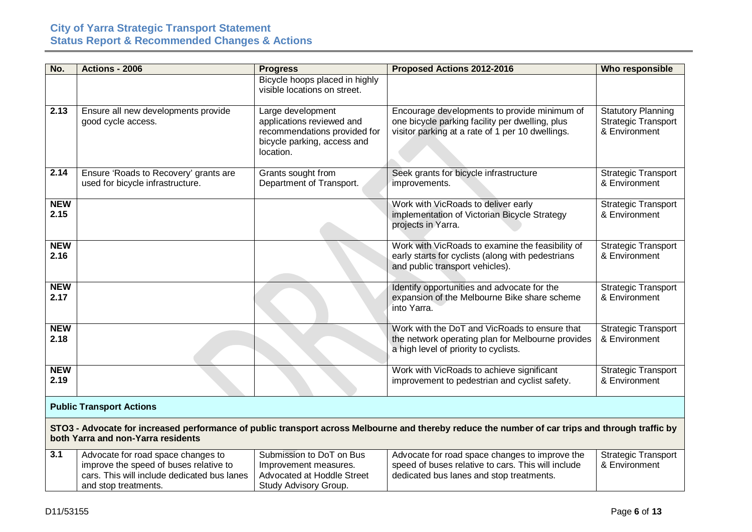| No. | Actions - 2006 | Progress | Proposed Actions 2012-2016 | Who responsible |
|---|---|---|---|---|
| | | Bicycle hoops placed in highly visible locations on street. | | |
| **2.13** | Ensure all new developments provide good cycle access. | Large development applications reviewed and recommendations provided for bicycle parking, access and location. | Encourage developments to provide minimum of one bicycle parking facility per dwelling, plus visitor parking at a rate of 1 per 10 dwellings. | Statutory Planning Strategic Transport & Environment |
| **2.14** | Ensure 'Roads to Recovery' grants are used for bicycle infrastructure. | Grants sought from Department of Transport. | Seek grants for bicycle infrastructure improvements. | Strategic Transport & Environment |
| **NEW 2.15** | | | Work with VicRoads to deliver early implementation of Victorian Bicycle Strategy projects in Yarra. | Strategic Transport & Environment |
| **NEW 2.16** | | | Work with VicRoads to examine the feasibility of early starts for cyclists (along with pedestrians and public transport vehicles). | Strategic Transport & Environment |
| **NEW 2.17** | | | Identify opportunities and advocate for the expansion of the Melbourne Bike share scheme into Yarra. | Strategic Transport & Environment |
| **NEW 2.18** | | | Work with the DoT and VicRoads to ensure that the network operating plan for Melbourne provides a high level of priority to cyclists. | Strategic Transport & Environment |
| **NEW 2.19** | | | Work with VicRoads to achieve significant improvement to pedestrian and cyclist safety. | Strategic Transport & Environment |
| **Public Transport Actions** | | | | |
| **STO3 - Advocate for increased performance of public transport across Melbourne and thereby reduce the number of car trips and through traffic by both Yarra and non-Yarra residents** | | | | |
| **3.1** | Advocate for road space changes to improve the speed of buses relative to cars. This will include dedicated bus lanes and stop treatments. | Submission to DoT on Bus Improvement measures. Advocated at Hoddle Street Study Advisory Group. | Advocate for road space changes to improve the speed of buses relative to cars. This will include dedicated bus lanes and stop treatments. | Strategic Transport & Environment |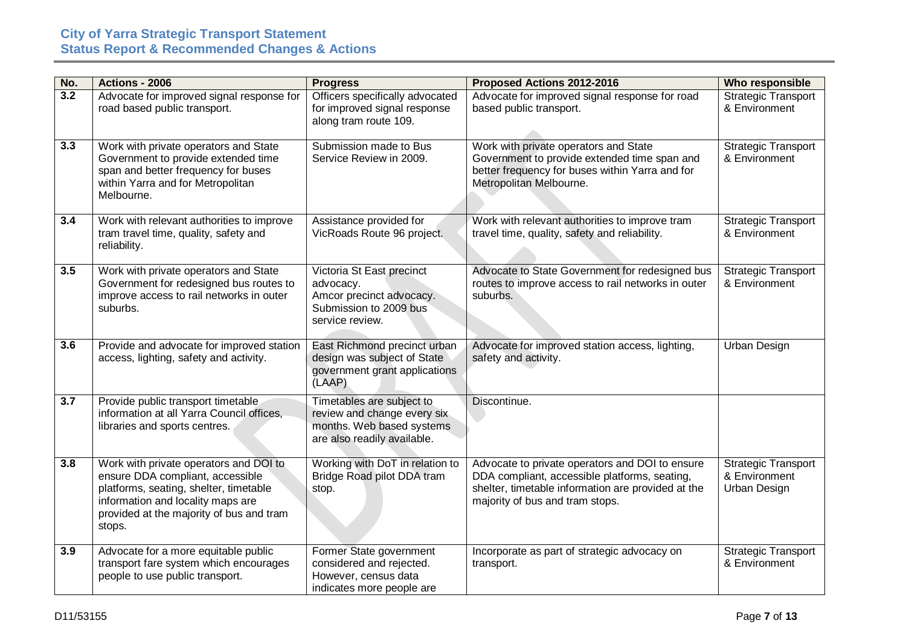| No. | Actions - 2006 | Progress | Proposed Actions 2012-2016 | Who responsible |
|---|---|---|---|---|
| 3.2 | Advocate for improved signal response for road based public transport. | Officers specifically advocated for improved signal response along tram route 109. | Advocate for improved signal response for road based public transport. | Strategic Transport & Environment |
| 3.3 | Work with private operators and State Government to provide extended time span and better frequency for buses within Yarra and for Metropolitan Melbourne. | Submission made to Bus Service Review in 2009. | Work with private operators and State Government to provide extended time span and better frequency for buses within Yarra and for Metropolitan Melbourne. | Strategic Transport & Environment |
| 3.4 | Work with relevant authorities to improve tram travel time, quality, safety and reliability. | Assistance provided for VicRoads Route 96 project. | Work with relevant authorities to improve tram travel time, quality, safety and reliability. | Strategic Transport & Environment |
| 3.5 | Work with private operators and State Government for redesigned bus routes to improve access to rail networks in outer suburbs. | Victoria St East precinct advocacy. Amcor precinct advocacy. Submission to 2009 bus service review. | Advocate to State Government for redesigned bus routes to improve access to rail networks in outer suburbs. | Strategic Transport & Environment |
| 3.6 | Provide and advocate for improved station access, lighting, safety and activity. | East Richmond precinct urban design was subject of State government grant applications (LAAP) | Advocate for improved station access, lighting, safety and activity. | Urban Design |
| 3.7 | Provide public transport timetable information at all Yarra Council offices, libraries and sports centres. | Timetables are subject to review and change every six months. Web based systems are also readily available. | Discontinue. | |
| 3.8 | Work with private operators and DOI to ensure DDA compliant, accessible platforms, seating, shelter, timetable information and locality maps are provided at the majority of bus and tram stops. | Working with DoT in relation to Bridge Road pilot DDA tram stop. | Advocate to private operators and DOI to ensure DDA compliant, accessible platforms, seating, shelter, timetable information are provided at the majority of bus and tram stops. | Strategic Transport & Environment Urban Design |
| 3.9 | Advocate for a more equitable public transport fare system which encourages people to use public transport. | Former State government considered and rejected. However, census data indicates more people are | Incorporate as part of strategic advocacy on transport. | Strategic Transport & Environment |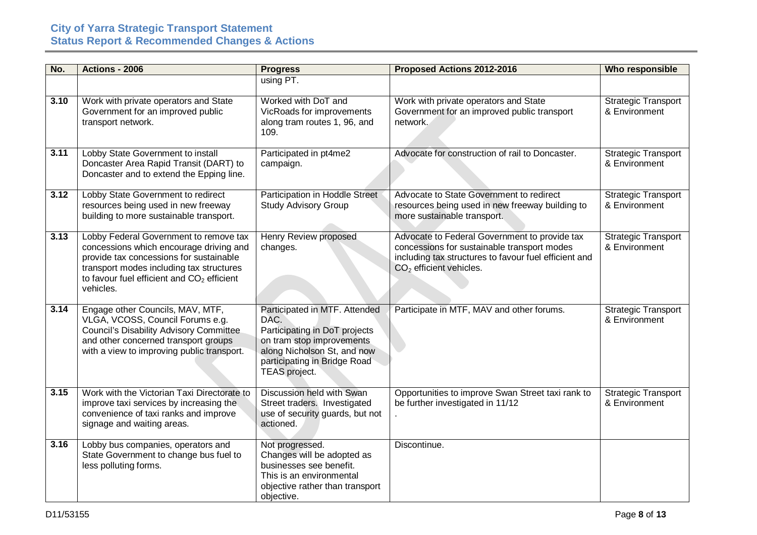| No. | Actions - 2006 | Progress | Proposed Actions 2012-2016 | Who responsible |
|---|---|---|---|---|
| | | using PT. | | |
| **3.10** | Work with private operators and State Government for an improved public transport network. | Worked with DoT and VicRoads for improvements along tram routes 1, 96, and 109. | Work with private operators and State Government for an improved public transport network. | Strategic Transport & Environment |
| **3.11** | Lobby State Government to install Doncaster Area Rapid Transit (DART) to Doncaster and to extend the Epping line. | Participated in pt4me2 campaign. | Advocate for construction of rail to Doncaster. | Strategic Transport & Environment |
| **3.12** | Lobby State Government to redirect resources being used in new freeway building to more sustainable transport. | Participation in Hoddle Street Study Advisory Group | Advocate to State Government to redirect resources being used in new freeway building to more sustainable transport. | Strategic Transport & Environment |
| **3.13** | Lobby Federal Government to remove tax concessions which encourage driving and provide tax concessions for sustainable transport modes including tax structures to favour fuel efficient and $CO_2$ efficient vehicles. | Henry Review proposed changes. | Advocate to Federal Government to provide tax concessions for sustainable transport modes including tax structures to favour fuel efficient and $CO_2$ efficient vehicles. | Strategic Transport & Environment |
| **3.14** | Engage other Councils, MAV, MTF, VLGA, VCOSS, Council Forums e.g. Council's Disability Advisory Committee and other concerned transport groups with a view to improving public transport. | Participated in MTF. Attended DAC.<br>Participating in DoT projects on tram stop improvements along Nicholson St, and now participating in Bridge Road TEAS project. | Participate in MTF, MAV and other forums. | Strategic Transport & Environment |
| **3.15** | Work with the Victorian Taxi Directorate to improve taxi services by increasing the convenience of taxi ranks and improve signage and waiting areas. | Discussion held with Swan Street traders. Investigated use of security guards, but not actioned. | Opportunities to improve Swan Street taxi rank to be further investigated in 11/12<br>. | Strategic Transport & Environment |
| **3.16** | Lobby bus companies, operators and State Government to change bus fuel to less polluting forms. | Not progressed.<br>Changes will be adopted as businesses see benefit.<br>This is an environmental objective rather than transport objective. | Discontinue. | |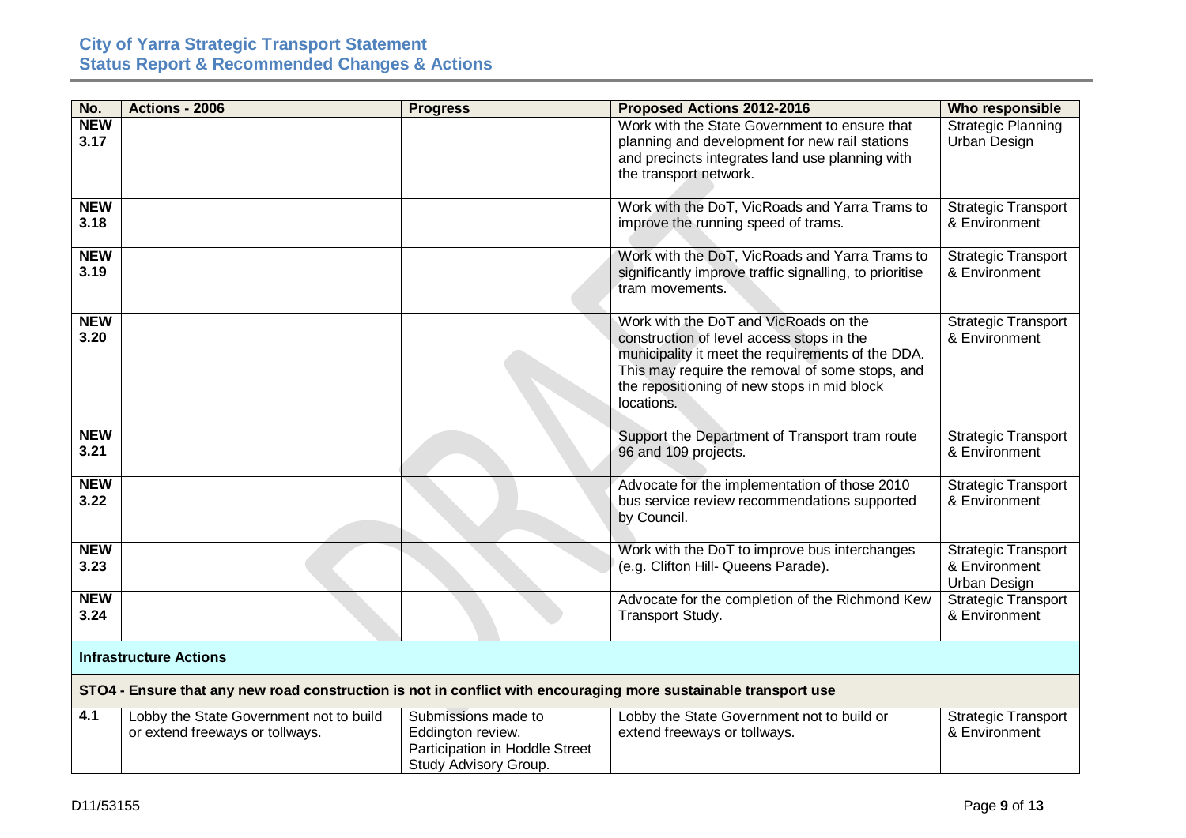| No. | Actions - 2006 | Progress | Proposed Actions 2012-2016 | Who responsible |
|---|---|---|---|---|
| **NEW 3.17** | | | Work with the State Government to ensure that planning and development for new rail stations and precincts integrates land use planning with the transport network. | Strategic Planning Urban Design |
| **NEW 3.18** | | | Work with the DoT, VicRoads and Yarra Trams to improve the running speed of trams. | Strategic Transport & Environment |
| **NEW 3.19** | | | Work with the DoT, VicRoads and Yarra Trams to significantly improve traffic signalling, to prioritise tram movements. | Strategic Transport & Environment |
| **NEW 3.20** | | | Work with the DoT and VicRoads on the construction of level access stops in the municipality it meet the requirements of the DDA. This may require the removal of some stops, and the repositioning of new stops in mid block locations. | Strategic Transport & Environment |
| **NEW 3.21** | | | Support the Department of Transport tram route 96 and 109 projects. | Strategic Transport & Environment |
| **NEW 3.22** | | | Advocate for the implementation of those 2010 bus service review recommendations supported by Council. | Strategic Transport & Environment |
| **NEW 3.23** | | | Work with the DoT to improve bus interchanges (e.g. Clifton Hill- Queens Parade). | Strategic Transport & Environment Urban Design |
| **NEW 3.24** | | | Advocate for the completion of the Richmond Kew Transport Study. | Strategic Transport & Environment |
| **Infrastructure Actions** | | | | |
| **STO4 - Ensure that any new road construction is not in conflict with encouraging more sustainable transport use** | | | | |
| **4.1** | Lobby the State Government not to build or extend freeways or tollways. | Submissions made to Eddington review. Participation in Hoddle Street Study Advisory Group. | Lobby the State Government not to build or extend freeways or tollways. | Strategic Transport & Environment |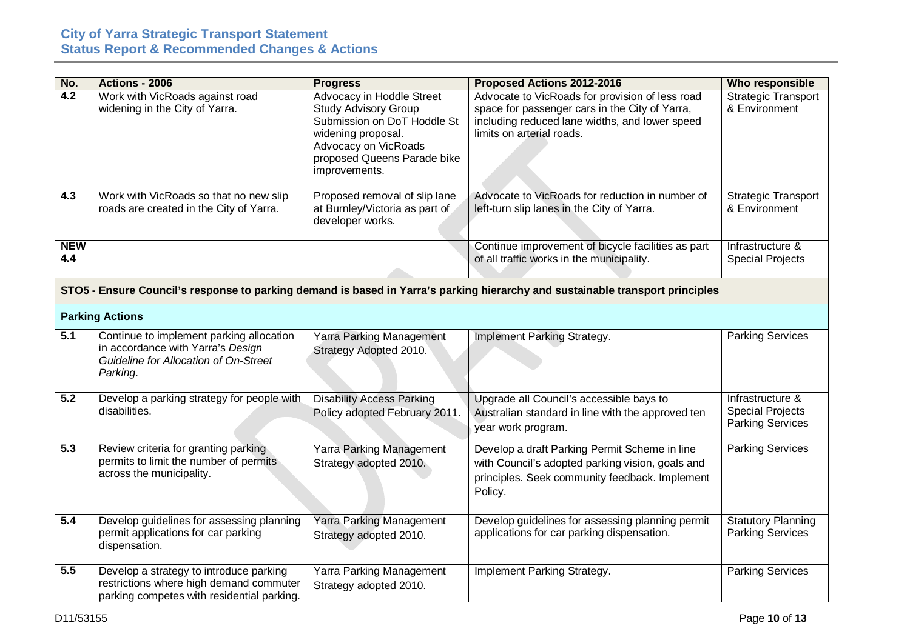| No. | Actions - 2006 | Progress | Proposed Actions 2012-2016 | Who responsible |
|---|---|---|---|---|
| 4.2 | Work with VicRoads against road widening in the City of Yarra. | Advocacy in Hoddle Street Study Advisory Group<br>Submission on DoT Hoddle St widening proposal.<br>Advocacy on VicRoads proposed Queens Parade bike improvements. | Advocate to VicRoads for provision of less road space for passenger cars in the City of Yarra, including reduced lane widths, and lower speed limits on arterial roads. | Strategic Transport & Environment |
| 4.3 | Work with VicRoads so that no new slip roads are created in the City of Yarra. | Proposed removal of slip lane at Burnley/Victoria as part of developer works. | Advocate to VicRoads for reduction in number of left-turn slip lanes in the City of Yarra. | Strategic Transport & Environment |
| NEW 4.4 | | | Continue improvement of bicycle facilities as part of all traffic works in the municipality. | Infrastructure & Special Projects |
| **STO5 - Ensure Council's response to parking demand is based in Yarra's parking hierarchy and sustainable transport principles** | | | | |
| **Parking Actions** | | | | |
| 5.1 | Continue to implement parking allocation in accordance with Yarra's *Design Guideline for Allocation of On-Street Parking*. | Yarra Parking Management Strategy Adopted 2010. | Implement Parking Strategy. | Parking Services |
| 5.2 | Develop a parking strategy for people with disabilities. | Disability Access Parking Policy adopted February 2011. | Upgrade all Council's accessible bays to Australian standard in line with the approved ten year work program. | Infrastructure & Special Projects<br>Parking Services |
| 5.3 | Review criteria for granting parking permits to limit the number of permits across the municipality. | Yarra Parking Management Strategy adopted 2010. | Develop a draft Parking Permit Scheme in line with Council's adopted parking vision, goals and principles. Seek community feedback. Implement Policy. | Parking Services |
| 5.4 | Develop guidelines for assessing planning permit applications for car parking dispensation. | Yarra Parking Management Strategy adopted 2010. | Develop guidelines for assessing planning permit applications for car parking dispensation. | Statutory Planning<br>Parking Services |
| 5.5 | Develop a strategy to introduce parking restrictions where high demand commuter parking competes with residential parking. | Yarra Parking Management Strategy adopted 2010. | Implement Parking Strategy. | Parking Services |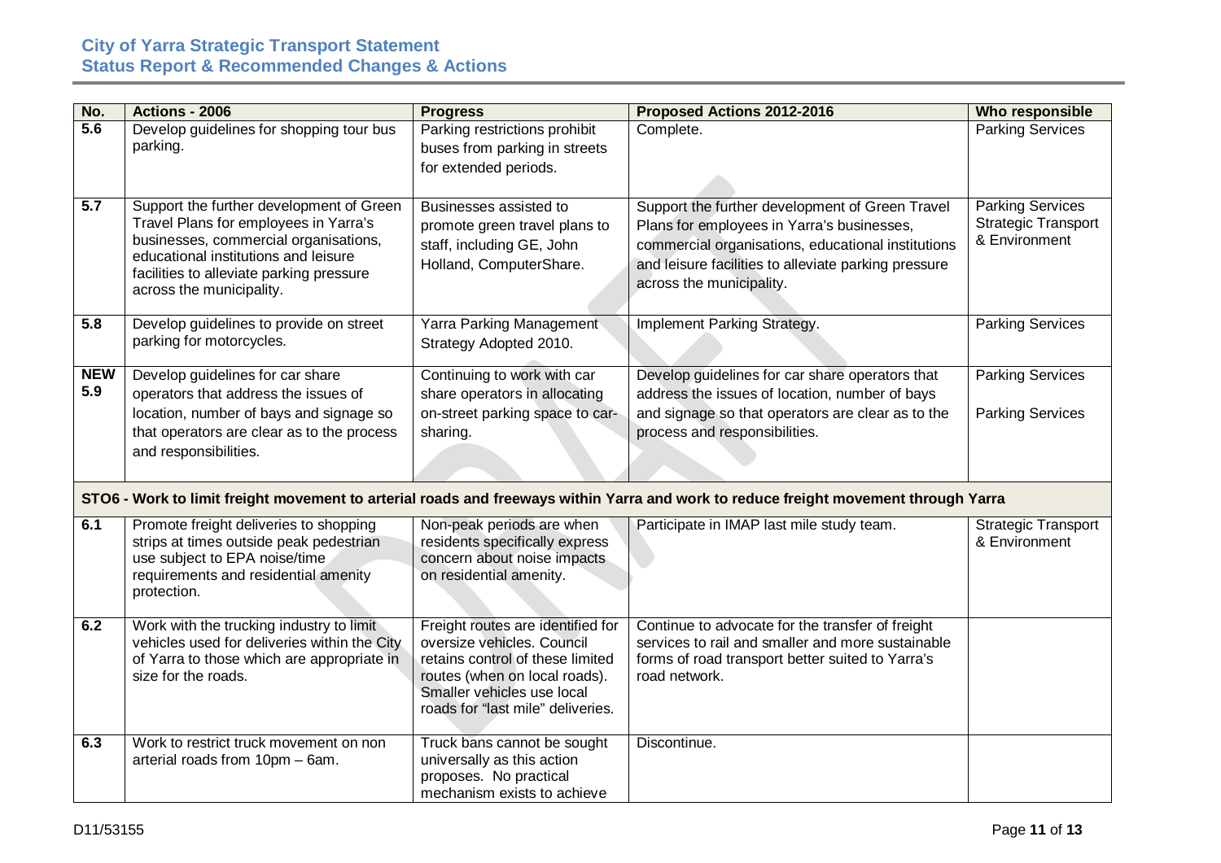| No. | Actions - 2006 | Progress | Proposed Actions 2012-2016 | Who responsible |
|---|---|---|---|---|
| 5.6 | Develop guidelines for shopping tour bus parking. | Parking restrictions prohibit buses from parking in streets for extended periods. | Complete. | Parking Services |
| 5.7 | Support the further development of Green Travel Plans for employees in Yarra's businesses, commercial organisations, educational institutions and leisure facilities to alleviate parking pressure across the municipality. | Businesses assisted to promote green travel plans to staff, including GE, John Holland, ComputerShare. | Support the further development of Green Travel Plans for employees in Yarra's businesses, commercial organisations, educational institutions and leisure facilities to alleviate parking pressure across the municipality. | Parking Services<br>Strategic Transport & Environment |
| 5.8 | Develop guidelines to provide on street parking for motorcycles. | Yarra Parking Management Strategy Adopted 2010. | Implement Parking Strategy. | Parking Services |
| NEW 5.9 | Develop guidelines for car share operators that address the issues of location, number of bays and signage so that operators are clear as to the process and responsibilities. | Continuing to work with car share operators in allocating on-street parking space to car-sharing. | Develop guidelines for car share operators that address the issues of location, number of bays and signage so that operators are clear as to the process and responsibilities. | Parking Services<br><br>Parking Services |
| **STO6 - Work to limit freight movement to arterial roads and freeways within Yarra and work to reduce freight movement through Yarra** | | | | |
| 6.1 | Promote freight deliveries to shopping strips at times outside peak pedestrian use subject to EPA noise/time requirements and residential amenity protection. | Non-peak periods are when residents specifically express concern about noise impacts on residential amenity. | Participate in IMAP last mile study team. | Strategic Transport & Environment |
| 6.2 | Work with the trucking industry to limit vehicles used for deliveries within the City of Yarra to those which are appropriate in size for the roads. | Freight routes are identified for oversize vehicles. Council retains control of these limited routes (when on local roads). Smaller vehicles use local roads for "last mile" deliveries. | Continue to advocate for the transfer of freight services to rail and smaller and more sustainable forms of road transport better suited to Yarra's road network. | |
| 6.3 | Work to restrict truck movement on non arterial roads from 10pm – 6am. | Truck bans cannot be sought universally as this action proposes. No practical mechanism exists to achieve | Discontinue. | |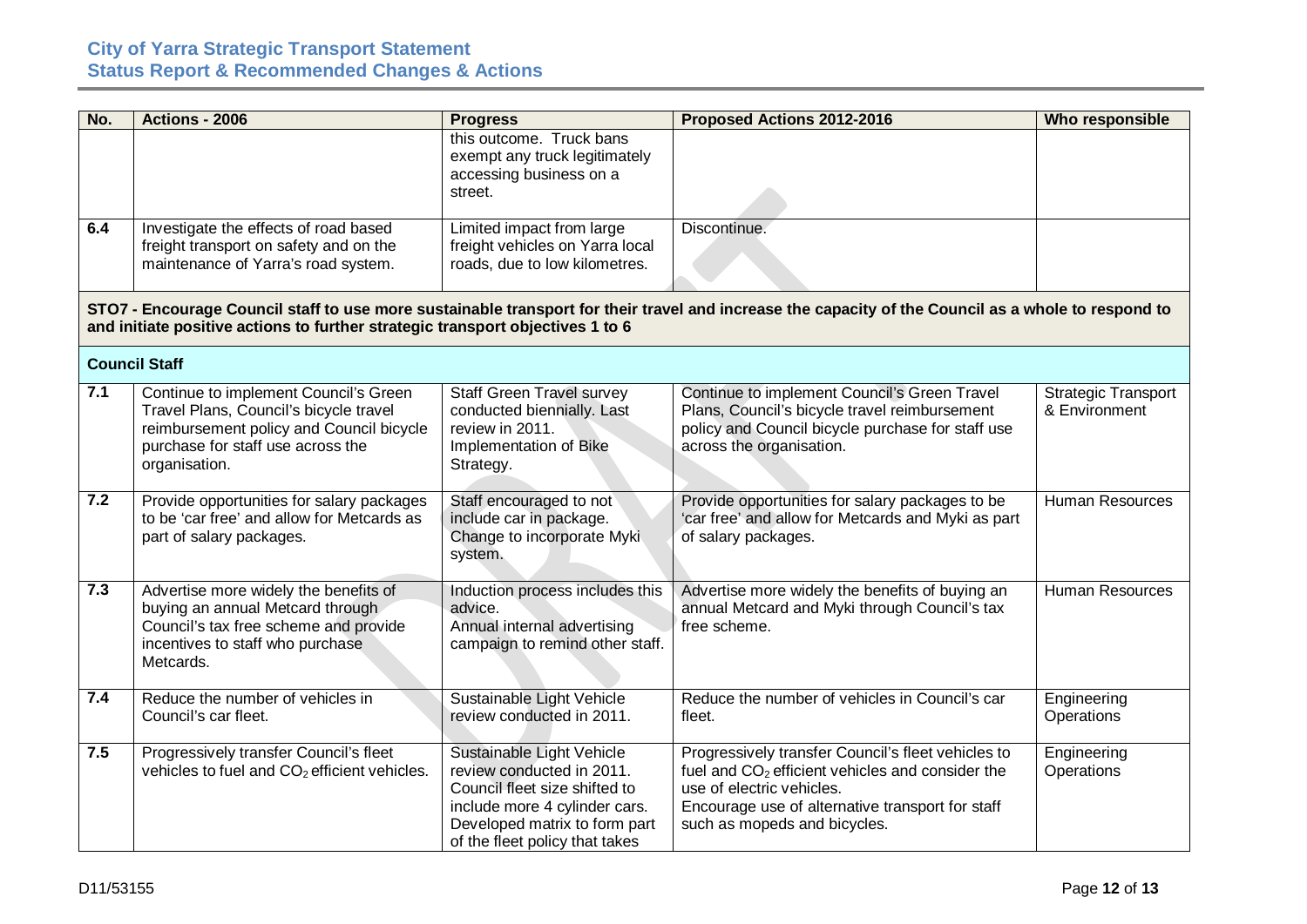| No. | Actions - 2006 | Progress | Proposed Actions 2012-2016 | Who responsible |
|---|---|---|---|---|
| | | this outcome. Truck bans exempt any truck legitimately accessing business on a street. | | |
| **6.4** | Investigate the effects of road based freight transport on safety and on the maintenance of Yarra's road system. | Limited impact from large freight vehicles on Yarra local roads, due to low kilometres. | Discontinue. | |
| **STO7 - Encourage Council staff to use more sustainable transport for their travel and increase the capacity of the Council as a whole to respond to and initiate positive actions to further strategic transport objectives 1 to 6** | | | | |
| **Council Staff** | | | | |
| **7.1** | Continue to implement Council's Green Travel Plans, Council's bicycle travel reimbursement policy and Council bicycle purchase for staff use across the organisation. | Staff Green Travel survey conducted biennially. Last review in 2011. Implementation of Bike Strategy. | Continue to implement Council's Green Travel Plans, Council's bicycle travel reimbursement policy and Council bicycle purchase for staff use across the organisation. | Strategic Transport & Environment |
| **7.2** | Provide opportunities for salary packages to be 'car free' and allow for Metcards as part of salary packages. | Staff encouraged to not include car in package. Change to incorporate Myki system. | Provide opportunities for salary packages to be 'car free' and allow for Metcards and Myki as part of salary packages. | Human Resources |
| **7.3** | Advertise more widely the benefits of buying an annual Metcard through Council's tax free scheme and provide incentives to staff who purchase Metcards. | Induction process includes this advice. Annual internal advertising campaign to remind other staff. | Advertise more widely the benefits of buying an annual Metcard and Myki through Council's tax free scheme. | Human Resources |
| **7.4** | Reduce the number of vehicles in Council's car fleet. | Sustainable Light Vehicle review conducted in 2011. | Reduce the number of vehicles in Council's car fleet. | Engineering Operations |
| **7.5** | Progressively transfer Council's fleet vehicles to fuel and $CO_2$ efficient vehicles. | Sustainable Light Vehicle review conducted in 2011. Council fleet size shifted to include more 4 cylinder cars. Developed matrix to form part of the fleet policy that takes | Progressively transfer Council's fleet vehicles to fuel and $CO_2$ efficient vehicles and consider the use of electric vehicles. Encourage use of alternative transport for staff such as mopeds and bicycles. | Engineering Operations |

D11/53155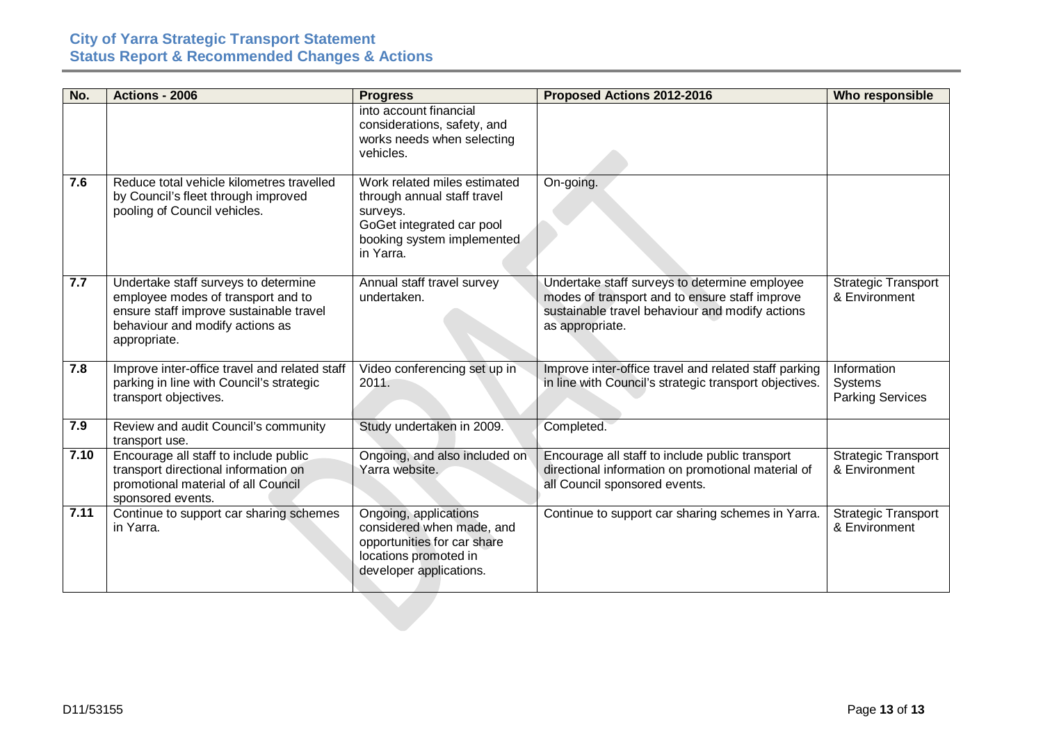| No. | Actions - 2006 | Progress | Proposed Actions 2012-2016 | Who responsible |
|---|---|---|---|---|
| | | into account financial considerations, safety, and works needs when selecting vehicles. | | |
| 7.6 | Reduce total vehicle kilometres travelled by Council's fleet through improved pooling of Council vehicles. | Work related miles estimated through annual staff travel surveys.<br>GoGet integrated car pool booking system implemented in Yarra. | On-going. | |
| 7.7 | Undertake staff surveys to determine employee modes of transport and to ensure staff improve sustainable travel behaviour and modify actions as appropriate. | Annual staff travel survey undertaken. | Undertake staff surveys to determine employee modes of transport and to ensure staff improve sustainable travel behaviour and modify actions as appropriate. | Strategic Transport & Environment |
| 7.8 | Improve inter-office travel and related staff parking in line with Council's strategic transport objectives. | Video conferencing set up in 2011. | Improve inter-office travel and related staff parking in line with Council's strategic transport objectives. | Information Systems<br>Parking Services |
| 7.9 | Review and audit Council's community transport use. | Study undertaken in 2009. | Completed. | |
| 7.10 | Encourage all staff to include public transport directional information on promotional material of all Council sponsored events. | Ongoing, and also included on Yarra website. | Encourage all staff to include public transport directional information on promotional material of all Council sponsored events. | Strategic Transport & Environment |
| 7.11 | Continue to support car sharing schemes in Yarra. | Ongoing, applications considered when made, and opportunities for car share locations promoted in developer applications. | Continue to support car sharing schemes in Yarra. | Strategic Transport & Environment |